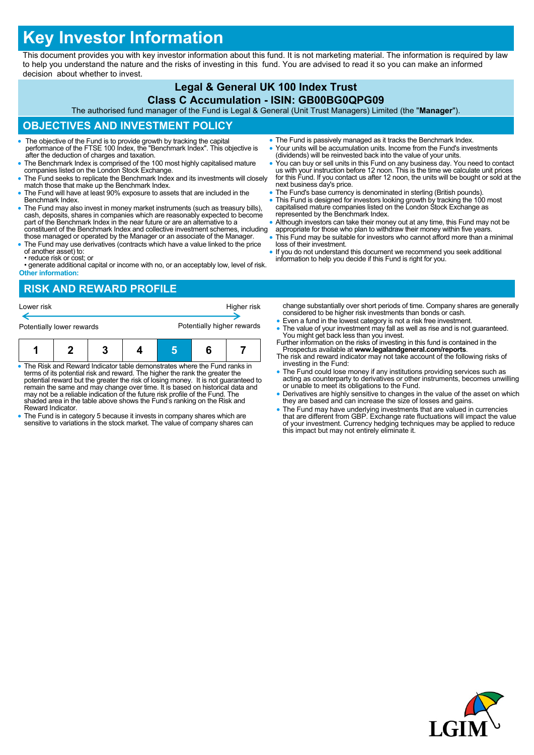# Key Investor Information

This document provides you with key investor information about this fund. It is not marketing material. The information is required by law to help you understand the nature and the risks of investing in this fund. You are advised to read it so you can make an informed decision about whether to invest.

**Legal & General UK 100 Index Trust**

**Class C Accumulation - ISIN: GB00BG0QPG09**

The authorised fund manager of the Fund is Legal & General (Unit Trust Managers) Limited (the "**Manager**").

## OBJECTIVES AND INVESTMENT POLICY

- The objective of the Fund is to provide growth by tracking the capital performance of the FTSE 100 Index, the "Benchmark Index". This objective is after the deduction of charges and taxation.
- The Benchmark Index is comprised of the 100 most highly capitalised mature companies listed on the London Stock Exchange.
- The Fund seeks to replicate the Benchmark Index and its investments will closely match those that make up the Benchmark Index.
- The Fund will have at least 90% exposure to assets that are included in the Benchmark Index.
- The Fund may also invest in money market instruments (such as treasury bills), cash, deposits, shares in companies which are reasonably expected to become part of the Benchmark Index in the near future or are an alternative to a constituent of the Benchmark Index and collective investment schemes, including those managed or operated by the Manager or an associate of the Manager.
- The Fund may use derivatives (contracts which have a value linked to the price of another asset) to:
  • reduce risk or cost; or
  • generate additional capital or income with no, or an acceptably low, level of risk.

**Other information:**

- The Fund is passively managed as it tracks the Benchmark Index.
- Your units will be accumulation units. Income from the Fund's investments (dividends) will be reinvested back into the value of your units.
- You can buy or sell units in this Fund on any business day. You need to contact us with your instruction before 12 noon. This is the time we calculate unit prices for this Fund. If you contact us after 12 noon, the units will be bought or sold at the next business day's price.
- The Fund's base currency is denominated in sterling (British pounds).
- This Fund is designed for investors looking growth by tracking the 100 most capitalised mature companies listed on the London Stock Exchange as represented by the Benchmark Index.
- Although investors can take their money out at any time, this Fund may not be appropriate for those who plan to withdraw their money within five years.
- This Fund may be suitable for investors who cannot afford more than a minimal loss of their investment.
- If you do not understand this document we recommend you seek additional information to help you decide if this Fund is right for you.

## RISK AND REWARD PROFILE

Lower risk ← → Higher risk

Potentially lower rewards — Potentially higher rewards

| 1 | 2 | 3 | 4 | **5** | 6 | 7 |
|---|---|---|---|---|---|---|

- The Risk and Reward Indicator table demonstrates where the Fund ranks in terms of its potential risk and reward. The higher the rank the greater the potential reward but the greater the risk of losing money. It is not guaranteed to remain the same and may change over time. It is based on historical data and may not be a reliable indication of the future risk profile of the Fund. The shaded area in the table above shows the Fund's ranking on the Risk and Reward Indicator.
- The Fund is in category 5 because it invests in company shares which are sensitive to variations in the stock market. The value of company shares can change substantially over short periods of time. Company shares are generally considered to be higher risk investments than bonds or cash.
- Even a fund in the lowest category is not a risk free investment.
- The value of your investment may fall as well as rise and is not guaranteed. You might get back less than you invest.

Further information on the risks of investing in this fund is contained in the Prospectus available at **www.legalandgeneral.com/reports**.

The risk and reward indicator may not take account of the following risks of investing in the Fund:

- The Fund could lose money if any institutions providing services such as acting as counterparty to derivatives or other instruments, becomes unwilling or unable to meet its obligations to the Fund.
- Derivatives are highly sensitive to changes in the value of the asset on which they are based and can increase the size of losses and gains.
- The Fund may have underlying investments that are valued in currencies that are different from GBP. Exchange rate fluctuations will impact the value of your investment. Currency hedging techniques may be applied to reduce this impact but may not entirely eliminate it.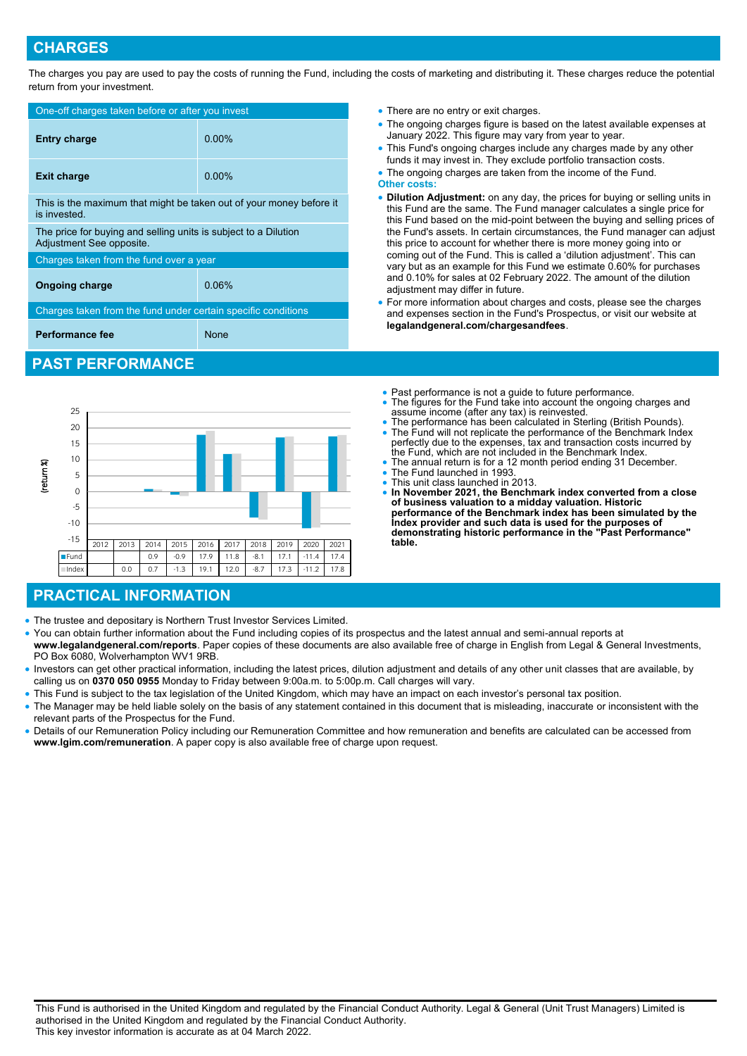## CHARGES

The charges you pay are used to pay the costs of running the Fund, including the costs of marketing and distributing it. These charges reduce the potential return from your investment.

| One-off charges taken before or after you invest | |
|---|---|
| **Entry charge** | 0.00% |
| **Exit charge** | 0.00% |
| This is the maximum that might be taken out of your money before it is invested. | |
| The price for buying and selling units is subject to a Dilution Adjustment See opposite. | |
| Charges taken from the fund over a year | |
| **Ongoing charge** | 0.06% |
| Charges taken from the fund under certain specific conditions | |
| **Performance fee** | None |

- There are no entry or exit charges.
- The ongoing charges figure is based on the latest available expenses at January 2022. This figure may vary from year to year.
- This Fund's ongoing charges include any charges made by any other funds it may invest in. They exclude portfolio transaction costs.
- The ongoing charges are taken from the income of the Fund.

**Other costs:**

- **Dilution Adjustment:** on any day, the prices for buying or selling units in this Fund are the same. The Fund manager calculates a single price for this Fund based on the mid-point between the buying and selling prices of the Fund's assets. In certain circumstances, the Fund manager can adjust this price to account for whether there is more money going into or coming out of the Fund. This is called a 'dilution adjustment'. This can vary but as an example for this Fund we estimate 0.60% for purchases and 0.10% for sales at 02 February 2022. The amount of the dilution adjustment may differ in future.
- For more information about charges and costs, please see the charges and expenses section in the Fund's Prospectus, or visit our website at **legalandgeneral.com/chargesandfees**.

## PAST PERFORMANCE

(return %)

25
20
15
10
5
0
-5
-10
-15

| | 2012 | 2013 | 2014 | 2015 | 2016 | 2017 | 2018 | 2019 | 2020 | 2021 |
|---|---|---|---|---|---|---|---|---|---|---|
| Fund | | | 0.9 | -0.9 | 17.9 | 11.8 | -8.1 | 17.1 | -11.4 | 17.4 |
| Index | | 0.0 | 0.7 | -1.3 | 19.1 | 12.0 | -8.7 | 17.3 | -11.2 | 17.8 |

- Past performance is not a guide to future performance.
- The figures for the Fund take into account the ongoing charges and assume income (after any tax) is reinvested.
- The performance has been calculated in Sterling (British Pounds).
- The Fund will not replicate the performance of the Benchmark Index perfectly due to the expenses, tax and transaction costs incurred by the Fund, which are not included in the Benchmark Index.
- The annual return is for a 12 month period ending 31 December.
- The Fund launched in 1993.
- This unit class launched in 2013.
- **In November 2021, the Benchmark index converted from a close of business valuation to a midday valuation. Historic performance of the Benchmark index has been simulated by the index provider and such data is used for the purposes of demonstrating historic performance in the "Past Performance" table.**

## PRACTICAL INFORMATION

- The trustee and depositary is Northern Trust Investor Services Limited.
- You can obtain further information about the Fund including copies of its prospectus and the latest annual and semi-annual reports at **www.legalandgeneral.com/reports**. Paper copies of these documents are also available free of charge in English from Legal & General Investments, PO Box 6080, Wolverhampton WV1 9RB.
- Investors can get other practical information, including the latest prices, dilution adjustment and details of any other unit classes that are available, by calling us on **0370 050 0955** Monday to Friday between 9:00a.m. to 5:00p.m. Call charges will vary.
- This Fund is subject to the tax legislation of the United Kingdom, which may have an impact on each investor's personal tax position.
- The Manager may be held liable solely on the basis of any statement contained in this document that is misleading, inaccurate or inconsistent with the relevant parts of the Prospectus for the Fund.
- Details of our Remuneration Policy including our Remuneration Committee and how remuneration and benefits are calculated can be accessed from **www.lgim.com/remuneration**. A paper copy is also available free of charge upon request.

This Fund is authorised in the United Kingdom and regulated by the Financial Conduct Authority. Legal & General (Unit Trust Managers) Limited is authorised in the United Kingdom and regulated by the Financial Conduct Authority.
This key investor information is accurate as at 04 March 2022.